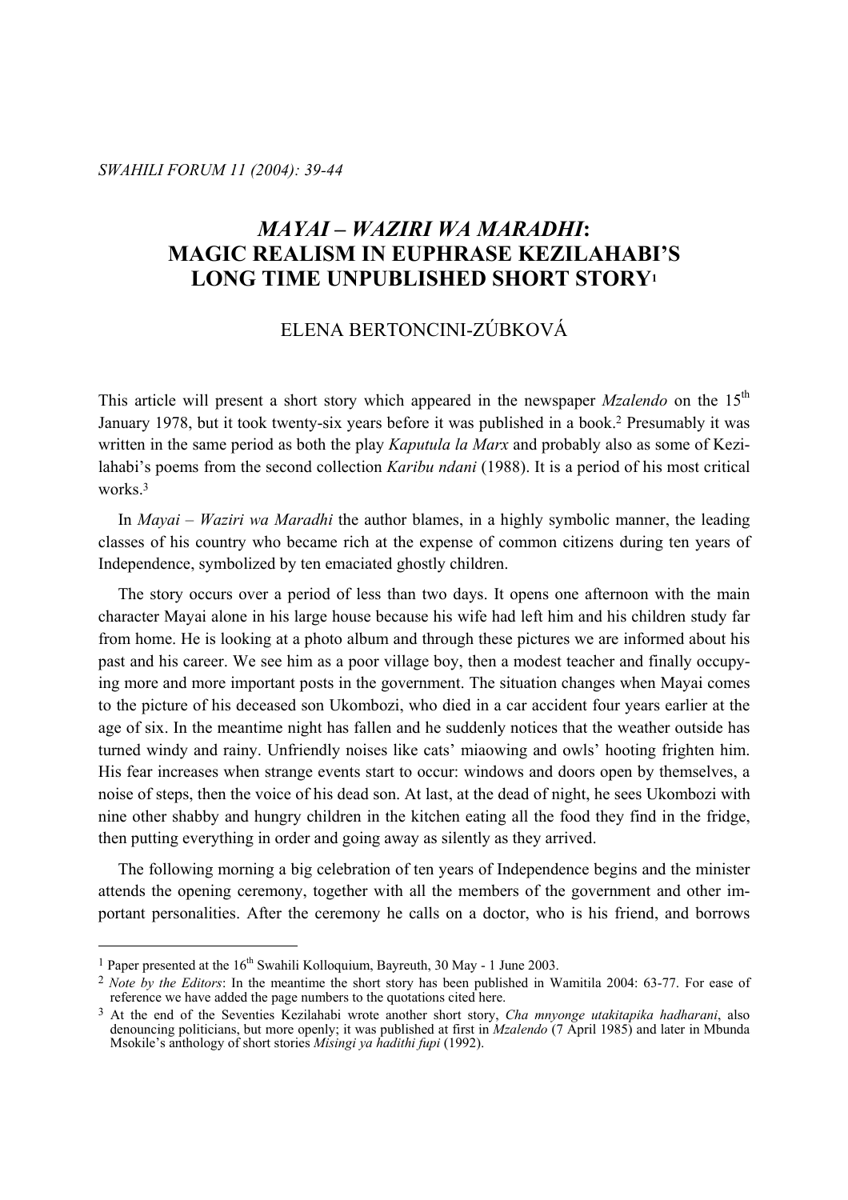# *MAYAI – WAZIRI WA MARADHI*: MAGIC REALISM IN EUPHRASE KEZILAHABI'S LONG TIME UNPUBLISHED SHORT STORY[1]

ELENA BERTONCINI-ZÚBKOVÁ

This article will present a short story which appeared in the newspaper *Mzalendo* on the 15th January 1978, but it took twenty-six years before it was published in a book.[2] Presumably it was written in the same period as both the play *Kaputula la Marx* and probably also as some of Kezilahabi's poems from the second collection *Karibu ndani* (1988). It is a period of his most critical works.[3]

In *Mayai – Waziri wa Maradhi* the author blames, in a highly symbolic manner, the leading classes of his country who became rich at the expense of common citizens during ten years of Independence, symbolized by ten emaciated ghostly children.

The story occurs over a period of less than two days. It opens one afternoon with the main character Mayai alone in his large house because his wife had left him and his children study far from home. He is looking at a photo album and through these pictures we are informed about his past and his career. We see him as a poor village boy, then a modest teacher and finally occupying more and more important posts in the government. The situation changes when Mayai comes to the picture of his deceased son Ukombozi, who died in a car accident four years earlier at the age of six. In the meantime night has fallen and he suddenly notices that the weather outside has turned windy and rainy. Unfriendly noises like cats' miaowing and owls' hooting frighten him. His fear increases when strange events start to occur: windows and doors open by themselves, a noise of steps, then the voice of his dead son. At last, at the dead of night, he sees Ukombozi with nine other shabby and hungry children in the kitchen eating all the food they find in the fridge, then putting everything in order and going away as silently as they arrived.

The following morning a big celebration of ten years of Independence begins and the minister attends the opening ceremony, together with all the members of the government and other important personalities. After the ceremony he calls on a doctor, who is his friend, and borrows

---

[1] Paper presented at the 16th Swahili Kolloquium, Bayreuth, 30 May - 1 June 2003.

[2] *Note by the Editors*: In the meantime the short story has been published in Wamitila 2004: 63-77. For ease of reference we have added the page numbers to the quotations cited here.

[3] At the end of the Seventies Kezilahabi wrote another short story, *Cha mnyonge utakitapika hadharani*, also denouncing politicians, but more openly; it was published at first in *Mzalendo* (7 April 1985) and later in Mbunda Msokile's anthology of short stories *Misingi ya hadithi fupi* (1992).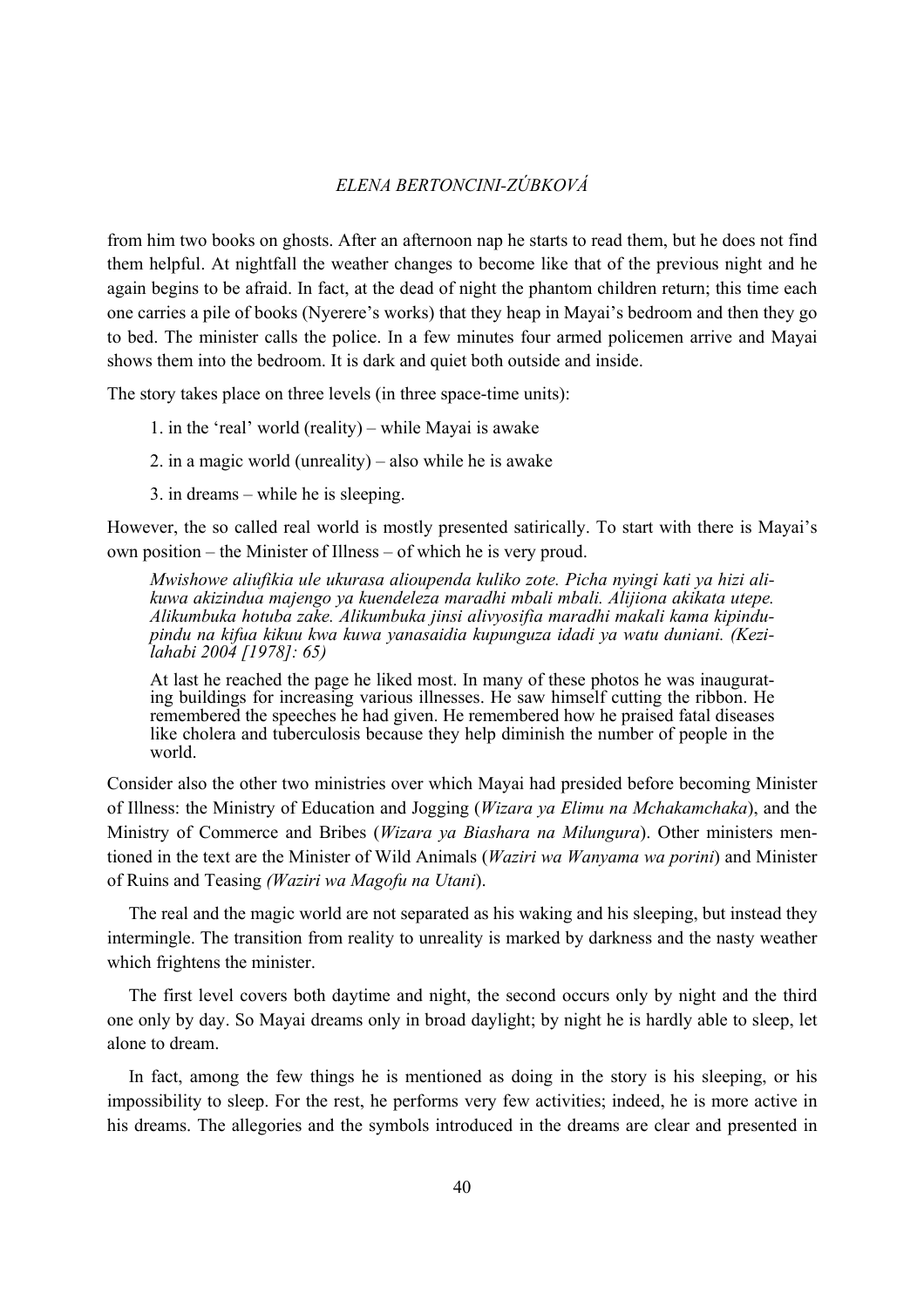from him two books on ghosts. After an afternoon nap he starts to read them, but he does not find them helpful. At nightfall the weather changes to become like that of the previous night and he again begins to be afraid. In fact, at the dead of night the phantom children return; this time each one carries a pile of books (Nyerere's works) that they heap in Mayai's bedroom and then they go to bed. The minister calls the police. In a few minutes four armed policemen arrive and Mayai shows them into the bedroom. It is dark and quiet both outside and inside.

The story takes place on three levels (in three space-time units):

1. in the 'real' world (reality) – while Mayai is awake
2. in a magic world (unreality) – also while he is awake
3. in dreams – while he is sleeping.

However, the so called real world is mostly presented satirically. To start with there is Mayai's own position – the Minister of Illness – of which he is very proud.

> *Mwishowe aliufikia ule ukurasa alioupenda kuliko zote. Picha nyingi kati ya hizi alikuwa akizindua majengo ya kuendeleza maradhi mbali mbali. Alijiona akikata utepe. Alikumbuka hotuba zake. Alikumbuka jinsi alivyosifia maradhi makali kama kipindupindu na kifua kikuu kwa kuwa yanasaidia kupunguza idadi ya watu duniani. (Kezilahabi 2004 [1978]: 65)*
>
> At last he reached the page he liked most. In many of these photos he was inaugurating buildings for increasing various illnesses. He saw himself cutting the ribbon. He remembered the speeches he had given. He remembered how he praised fatal diseases like cholera and tuberculosis because they help diminish the number of people in the world.

Consider also the other two ministries over which Mayai had presided before becoming Minister of Illness: the Ministry of Education and Jogging (*Wizara ya Elimu na Mchakamchaka*), and the Ministry of Commerce and Bribes (*Wizara ya Biashara na Milungura*). Other ministers mentioned in the text are the Minister of Wild Animals (*Waziri wa Wanyama wa porini*) and Minister of Ruins and Teasing *(Waziri wa Magofu na Utani*).

The real and the magic world are not separated as his waking and his sleeping, but instead they intermingle. The transition from reality to unreality is marked by darkness and the nasty weather which frightens the minister.

The first level covers both daytime and night, the second occurs only by night and the third one only by day. So Mayai dreams only in broad daylight; by night he is hardly able to sleep, let alone to dream.

In fact, among the few things he is mentioned as doing in the story is his sleeping, or his impossibility to sleep. For the rest, he performs very few activities; indeed, he is more active in his dreams. The allegories and the symbols introduced in the dreams are clear and presented in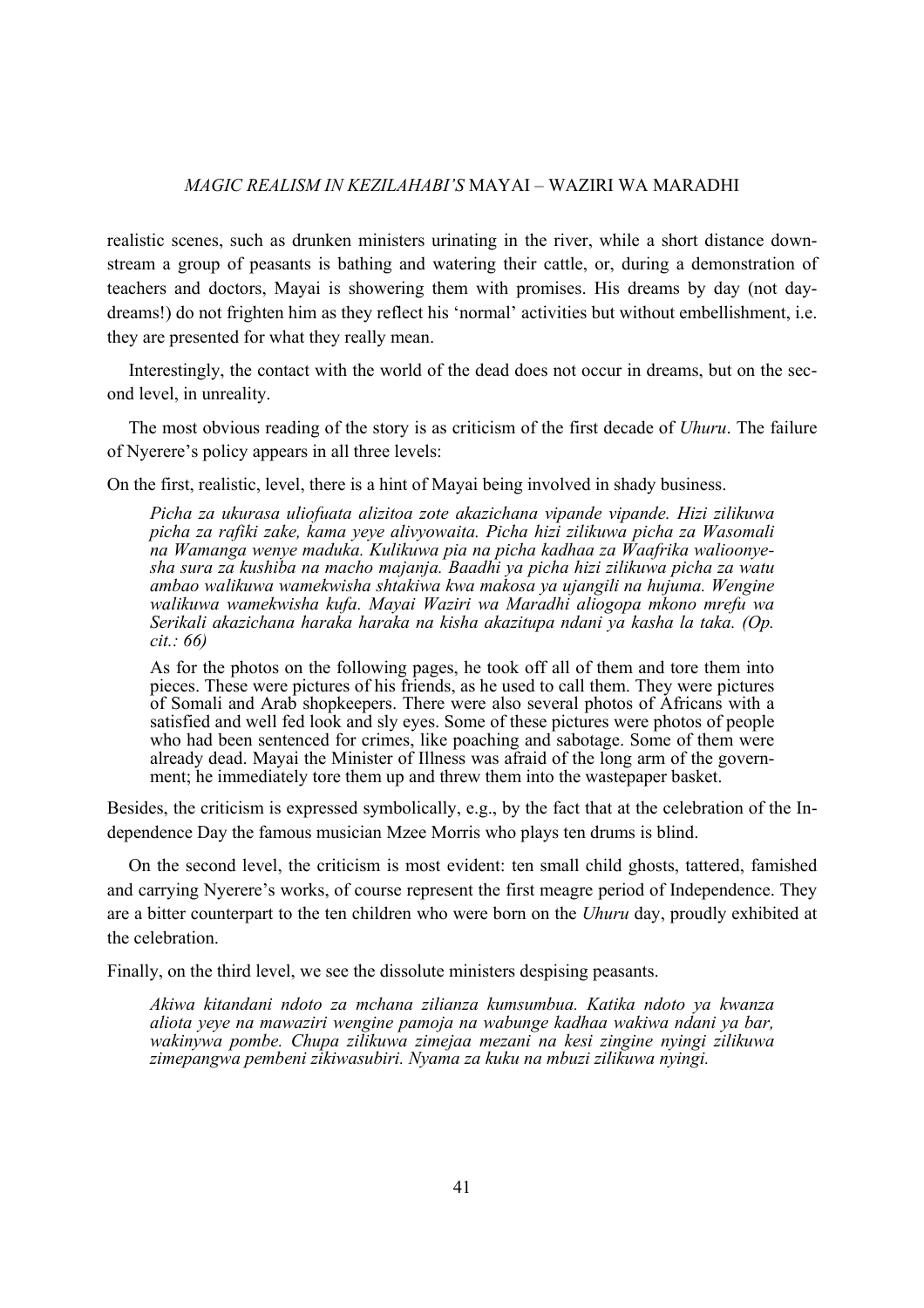realistic scenes, such as drunken ministers urinating in the river, while a short distance downstream a group of peasants is bathing and watering their cattle, or, during a demonstration of teachers and doctors, Mayai is showering them with promises. His dreams by day (not daydreams!) do not frighten him as they reflect his 'normal' activities but without embellishment, i.e. they are presented for what they really mean.

Interestingly, the contact with the world of the dead does not occur in dreams, but on the second level, in unreality.

The most obvious reading of the story is as criticism of the first decade of *Uhuru*. The failure of Nyerere's policy appears in all three levels:

On the first, realistic, level, there is a hint of Mayai being involved in shady business.

> *Picha za ukurasa uliofuata alizitoa zote akazichana vipande vipande. Hizi zilikuwa picha za rafiki zake, kama yeye alivyowaita. Picha hizi zilikuwa picha za Wasomali na Wamanga wenye maduka. Kulikuwa pia na picha kadhaa za Waafrika walioonyesha sura za kushiba na macho majanja. Baadhi ya picha hizi zilikuwa picha za watu ambao walikuwa wamekwisha shtakiwa kwa makosa ya ujangili na hujuma. Wengine walikuwa wamekwisha kufa. Mayai Waziri wa Maradhi aliogopa mkono mrefu wa Serikali akazichana haraka haraka na kisha akazitupa ndani ya kasha la taka. (Op. cit.: 66)*
>
> As for the photos on the following pages, he took off all of them and tore them into pieces. These were pictures of his friends, as he used to call them. They were pictures of Somali and Arab shopkeepers. There were also several photos of Africans with a satisfied and well fed look and sly eyes. Some of these pictures were photos of people who had been sentenced for crimes, like poaching and sabotage. Some of them were already dead. Mayai the Minister of Illness was afraid of the long arm of the government; he immediately tore them up and threw them into the wastepaper basket.

Besides, the criticism is expressed symbolically, e.g., by the fact that at the celebration of the Independence Day the famous musician Mzee Morris who plays ten drums is blind.

On the second level, the criticism is most evident: ten small child ghosts, tattered, famished and carrying Nyerere's works, of course represent the first meagre period of Independence. They are a bitter counterpart to the ten children who were born on the *Uhuru* day, proudly exhibited at the celebration.

Finally, on the third level, we see the dissolute ministers despising peasants.

> *Akiwa kitandani ndoto za mchana zilianza kumsumbua. Katika ndoto ya kwanza aliota yeye na mawaziri wengine pamoja na wabunge kadhaa wakiwa ndani ya bar, wakinywa pombe. Chupa zilikuwa zimejaa mezani na kesi zingine nyingi zilikuwa zimepangwa pembeni zikiwasubiri. Nyama za kuku na mbuzi zilikuwa nyingi.*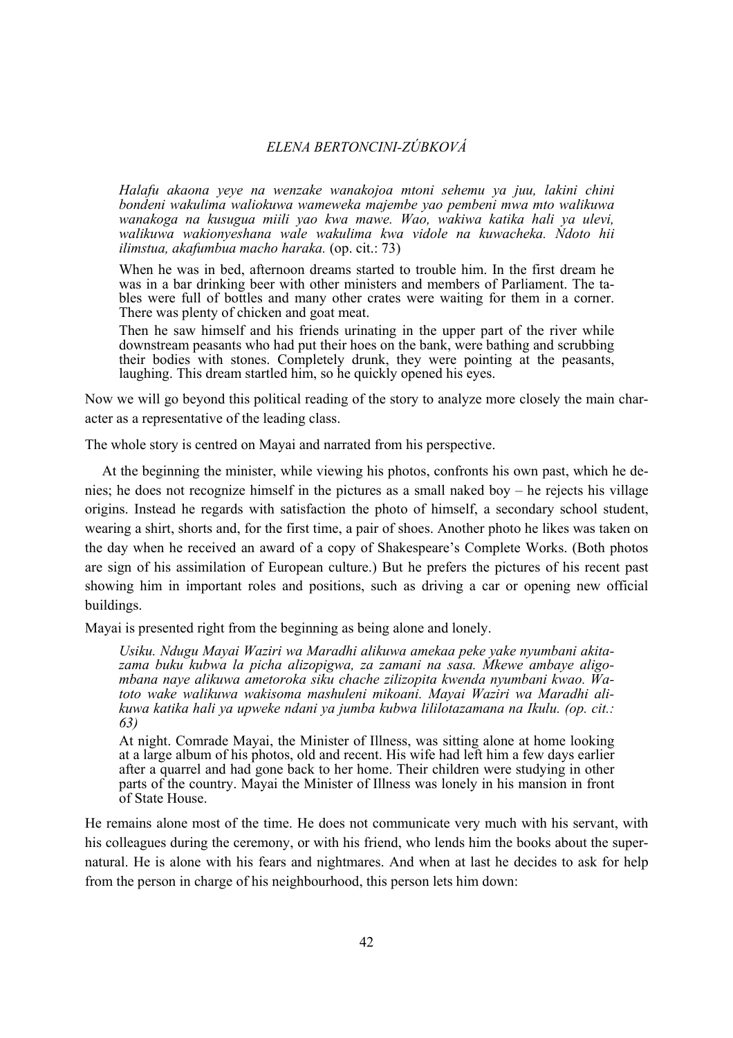> *Halafu akaona yeye na wenzake wanakojoa mtoni sehemu ya juu, lakini chini bondeni wakulima waliokuwa wameweka majembe yao pembeni mwa mto walikuwa wanakoga na kusugua miili yao kwa mawe. Wao, wakiwa katika hali ya ulevi, walikuwa wakionyeshana wale wakulima kwa vidole na kuwacheka. Ndoto hii ilimstua, akafumbua macho haraka.* (op. cit.: 73)
>
> When he was in bed, afternoon dreams started to trouble him. In the first dream he was in a bar drinking beer with other ministers and members of Parliament. The tables were full of bottles and many other crates were waiting for them in a corner. There was plenty of chicken and goat meat.
>
> Then he saw himself and his friends urinating in the upper part of the river while downstream peasants who had put their hoes on the bank, were bathing and scrubbing their bodies with stones. Completely drunk, they were pointing at the peasants, laughing. This dream startled him, so he quickly opened his eyes.

Now we will go beyond this political reading of the story to analyze more closely the main character as a representative of the leading class.

The whole story is centred on Mayai and narrated from his perspective.

At the beginning the minister, while viewing his photos, confronts his own past, which he denies; he does not recognize himself in the pictures as a small naked boy – he rejects his village origins. Instead he regards with satisfaction the photo of himself, a secondary school student, wearing a shirt, shorts and, for the first time, a pair of shoes. Another photo he likes was taken on the day when he received an award of a copy of Shakespeare's Complete Works. (Both photos are sign of his assimilation of European culture.) But he prefers the pictures of his recent past showing him in important roles and positions, such as driving a car or opening new official buildings.

Mayai is presented right from the beginning as being alone and lonely.

> *Usiku. Ndugu Mayai Waziri wa Maradhi alikuwa amekaa peke yake nyumbani akitazama buku kubwa la picha alizopigwa, za zamani na sasa. Mkewe ambaye aligombana naye alikuwa ametoroka siku chache zilizopita kwenda nyumbani kwao. Watoto wake walikuwa wakisoma mashuleni mikoani. Mayai Waziri wa Maradhi alikuwa katika hali ya upweke ndani ya jumba kubwa lililotazamana na Ikulu. (op. cit.: 63)*
>
> At night. Comrade Mayai, the Minister of Illness, was sitting alone at home looking at a large album of his photos, old and recent. His wife had left him a few days earlier after a quarrel and had gone back to her home. Their children were studying in other parts of the country. Mayai the Minister of Illness was lonely in his mansion in front of State House.

He remains alone most of the time. He does not communicate very much with his servant, with his colleagues during the ceremony, or with his friend, who lends him the books about the supernatural. He is alone with his fears and nightmares. And when at last he decides to ask for help from the person in charge of his neighbourhood, this person lets him down: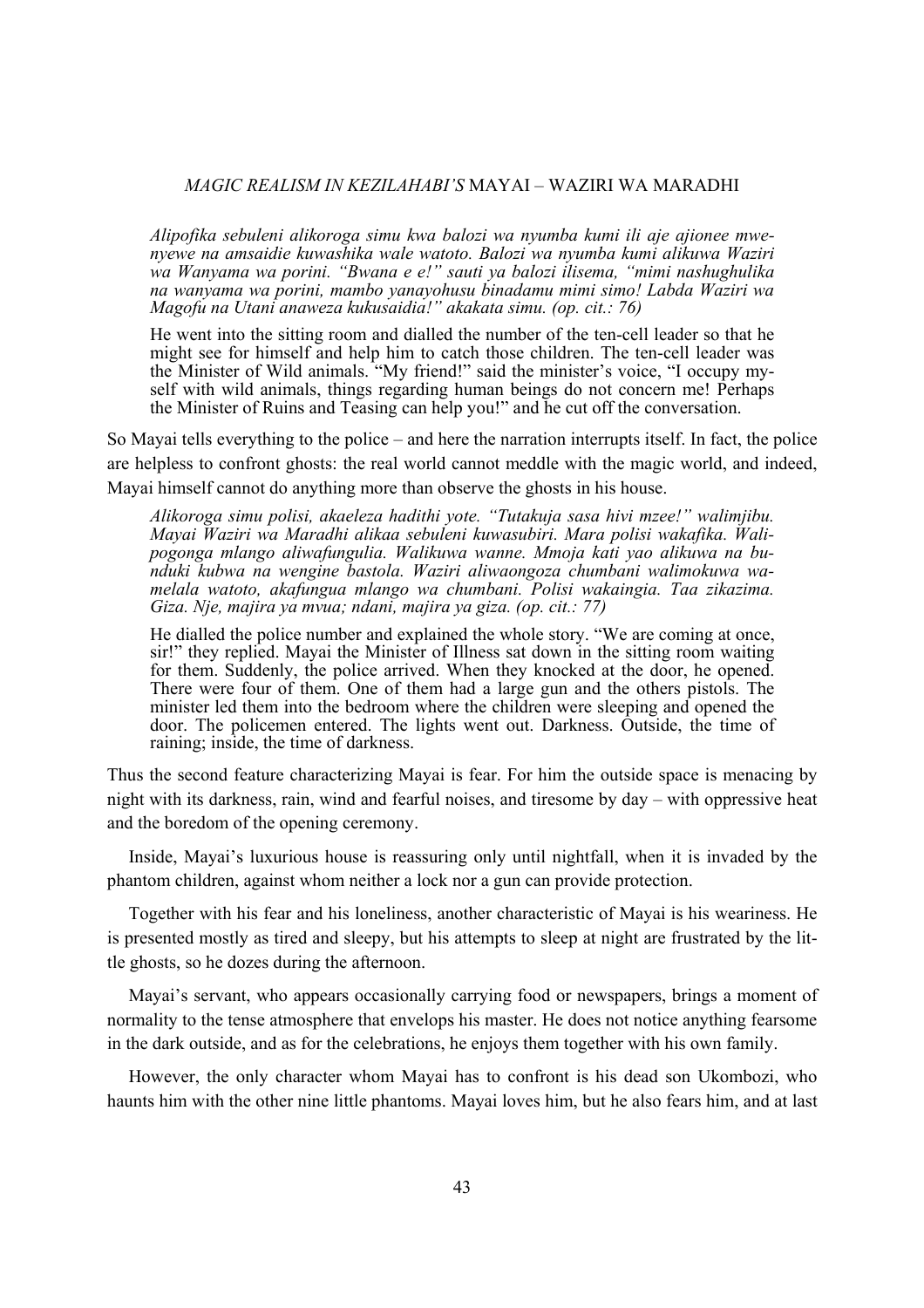> *Alipofika sebuleni alikoroga simu kwa balozi wa nyumba kumi ili aje ajionee mwenyewe na amsaidie kuwashika wale watoto. Balozi wa nyumba kumi alikuwa Waziri wa Wanyama wa porini. "Bwana e e!" sauti ya balozi ilisema, "mimi nashughulika na wanyama wa porini, mambo yanayohusu binadamu mimi simo! Labda Waziri wa Magofu na Utani anaweza kukusaidia!" akakata simu. (op. cit.: 76)*
>
> He went into the sitting room and dialled the number of the ten-cell leader so that he might see for himself and help him to catch those children. The ten-cell leader was the Minister of Wild animals. "My friend!" said the minister's voice, "I occupy myself with wild animals, things regarding human beings do not concern me! Perhaps the Minister of Ruins and Teasing can help you!" and he cut off the conversation.

So Mayai tells everything to the police – and here the narration interrupts itself. In fact, the police are helpless to confront ghosts: the real world cannot meddle with the magic world, and indeed, Mayai himself cannot do anything more than observe the ghosts in his house.

> *Alikoroga simu polisi, akaeleza hadithi yote. "Tutakuja sasa hivi mzee!" walimjibu. Mayai Waziri wa Maradhi alikaa sebuleni kuwasubiri. Mara polisi wakafika. Walipogonga mlango aliwafungulia. Walikuwa wanne. Mmoja kati yao alikuwa na bunduki kubwa na wengine bastola. Waziri aliwaongoza chumbani walimokuwa wamelala watoto, akafungua mlango wa chumbani. Polisi wakaingia. Taa zikazima. Giza. Nje, majira ya mvua; ndani, majira ya giza. (op. cit.: 77)*
>
> He dialled the police number and explained the whole story. "We are coming at once, sir!" they replied. Mayai the Minister of Illness sat down in the sitting room waiting for them. Suddenly, the police arrived. When they knocked at the door, he opened. There were four of them. One of them had a large gun and the others pistols. The minister led them into the bedroom where the children were sleeping and opened the door. The policemen entered. The lights went out. Darkness. Outside, the time of raining; inside, the time of darkness.

Thus the second feature characterizing Mayai is fear. For him the outside space is menacing by night with its darkness, rain, wind and fearful noises, and tiresome by day – with oppressive heat and the boredom of the opening ceremony.

Inside, Mayai's luxurious house is reassuring only until nightfall, when it is invaded by the phantom children, against whom neither a lock nor a gun can provide protection.

Together with his fear and his loneliness, another characteristic of Mayai is his weariness. He is presented mostly as tired and sleepy, but his attempts to sleep at night are frustrated by the little ghosts, so he dozes during the afternoon.

Mayai's servant, who appears occasionally carrying food or newspapers, brings a moment of normality to the tense atmosphere that envelops his master. He does not notice anything fearsome in the dark outside, and as for the celebrations, he enjoys them together with his own family.

However, the only character whom Mayai has to confront is his dead son Ukombozi, who haunts him with the other nine little phantoms. Mayai loves him, but he also fears him, and at last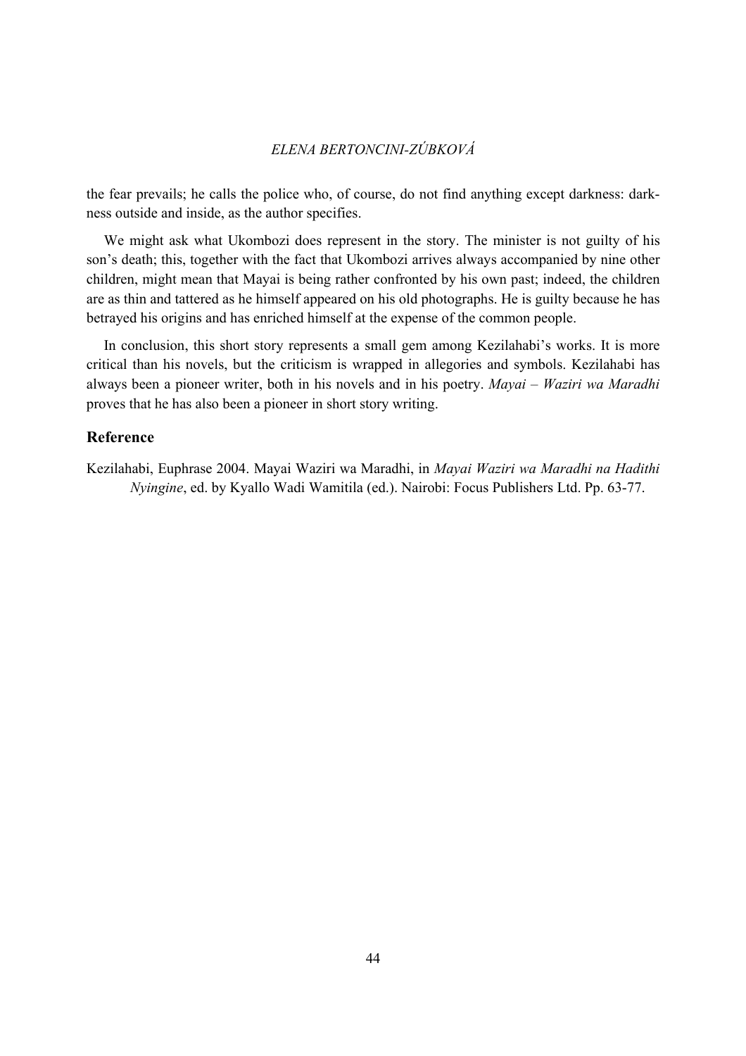the fear prevails; he calls the police who, of course, do not find anything except darkness: darkness outside and inside, as the author specifies.

We might ask what Ukombozi does represent in the story. The minister is not guilty of his son's death; this, together with the fact that Ukombozi arrives always accompanied by nine other children, might mean that Mayai is being rather confronted by his own past; indeed, the children are as thin and tattered as he himself appeared on his old photographs. He is guilty because he has betrayed his origins and has enriched himself at the expense of the common people.

In conclusion, this short story represents a small gem among Kezilahabi's works. It is more critical than his novels, but the criticism is wrapped in allegories and symbols. Kezilahabi has always been a pioneer writer, both in his novels and in his poetry. *Mayai – Waziri wa Maradhi* proves that he has also been a pioneer in short story writing.

## Reference

Kezilahabi, Euphrase 2004. Mayai Waziri wa Maradhi, in *Mayai Waziri wa Maradhi na Hadithi Nyingine*, ed. by Kyallo Wadi Wamitila (ed.). Nairobi: Focus Publishers Ltd. Pp. 63-77.